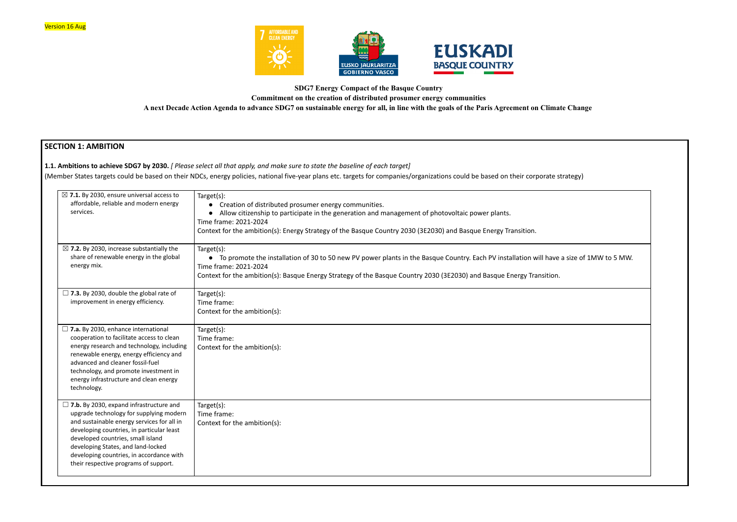Version 16 Aug

**SDG7 Energy Compact of the Basque Country**

**Commitment on the creation of distributed prosumer energy communities**

**A next Decade Action Agenda to advance SDG7 on sustainable energy for all, in line with the goals of the Paris Agreement on Climate Change**

## SECTION 1: AMBITION

**1.1. Ambitions to achieve SDG7 by 2030.** *[ Please select all that apply, and make sure to state the baseline of each target]*

(Member States targets could be based on their NDCs, energy policies, national five-year plans etc. targets for companies/organizations could be based on their corporate strategy)

| | |
|---|---|
| ☒ **7.1.** By 2030, ensure universal access to affordable, reliable and modern energy services. | Target(s):<br>• Creation of distributed prosumer energy communities.<br>• Allow citizenship to participate in the generation and management of photovoltaic power plants.<br>Time frame: 2021-2024<br>Context for the ambition(s): Energy Strategy of the Basque Country 2030 (3E2030) and Basque Energy Transition. |
| ☒ **7.2.** By 2030, increase substantially the share of renewable energy in the global energy mix. | Target(s):<br>• To promote the installation of 30 to 50 new PV power plants in the Basque Country. Each PV installation will have a size of 1MW to 5 MW.<br>Time frame: 2021-2024<br>Context for the ambition(s): Basque Energy Strategy of the Basque Country 2030 (3E2030) and Basque Energy Transition. |
| ☐ **7.3.** By 2030, double the global rate of improvement in energy efficiency. | Target(s):<br>Time frame:<br>Context for the ambition(s): |
| ☐ **7.a.** By 2030, enhance international cooperation to facilitate access to clean energy research and technology, including renewable energy, energy efficiency and advanced and cleaner fossil-fuel technology, and promote investment in energy infrastructure and clean energy technology. | Target(s):<br>Time frame:<br>Context for the ambition(s): |
| ☐ **7.b.** By 2030, expand infrastructure and upgrade technology for supplying modern and sustainable energy services for all in developing countries, in particular least developed countries, small island developing States, and land-locked developing countries, in accordance with their respective programs of support. | Target(s):<br>Time frame:<br>Context for the ambition(s): |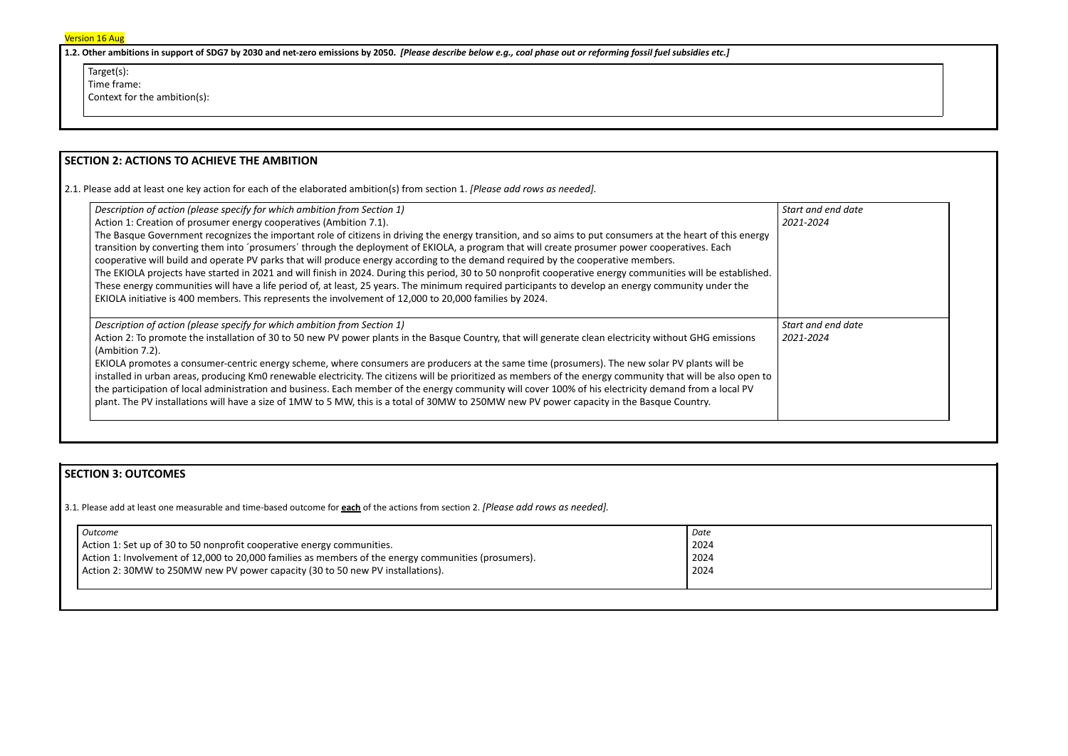Version 16 Aug

**1.2. Other ambitions in support of SDG7 by 2030 and net-zero emissions by 2050.** ***[Please describe below e.g., coal phase out or reforming fossil fuel subsidies etc.]***

Target(s):
Time frame:
Context for the ambition(s):

## SECTION 2: ACTIONS TO ACHIEVE THE AMBITION

2.1. Please add at least one key action for each of the elaborated ambition(s) from section 1. *[Please add rows as needed].*

| *Description of action (please specify for which ambition from Section 1)* | *Start and end date* |
|---|---|
| Action 1: Creation of prosumer energy cooperatives (Ambition 7.1).<br>The Basque Government recognizes the important role of citizens in driving the energy transition, and so aims to put consumers at the heart of this energy transition by converting them into ´prosumers´ through the deployment of EKIOLA, a program that will create prosumer power cooperatives. Each cooperative will build and operate PV parks that will produce energy according to the demand required by the cooperative members.<br>The EKIOLA projects have started in 2021 and will finish in 2024. During this period, 30 to 50 nonprofit cooperative energy communities will be established. These energy communities will have a life period of, at least, 25 years. The minimum required participants to develop an energy community under the EKIOLA initiative is 400 members. This represents the involvement of 12,000 to 20,000 families by 2024. | *2021-2024* |
| *Description of action (please specify for which ambition from Section 1)*<br>Action 2: To promote the installation of 30 to 50 new PV power plants in the Basque Country, that will generate clean electricity without GHG emissions (Ambition 7.2).<br>EKIOLA promotes a consumer-centric energy scheme, where consumers are producers at the same time (prosumers). The new solar PV plants will be installed in urban areas, producing Km0 renewable electricity. The citizens will be prioritized as members of the energy community that will be also open to the participation of local administration and business. Each member of the energy community will cover 100% of his electricity demand from a local PV plant. The PV installations will have a size of 1MW to 5 MW, this is a total of 30MW to 250MW new PV power capacity in the Basque Country. | *Start and end date*<br>*2021-2024* |

## SECTION 3: OUTCOMES

3.1. Please add at least one measurable and time-based outcome for **each** of the actions from section 2. *[Please add rows as needed].*

| *Outcome* | *Date* |
|---|---|
| Action 1: Set up of 30 to 50 nonprofit cooperative energy communities. | 2024 |
| Action 1: Involvement of 12,000 to 20,000 families as members of the energy communities (prosumers). | 2024 |
| Action 2: 30MW to 250MW new PV power capacity (30 to 50 new PV installations). | 2024 |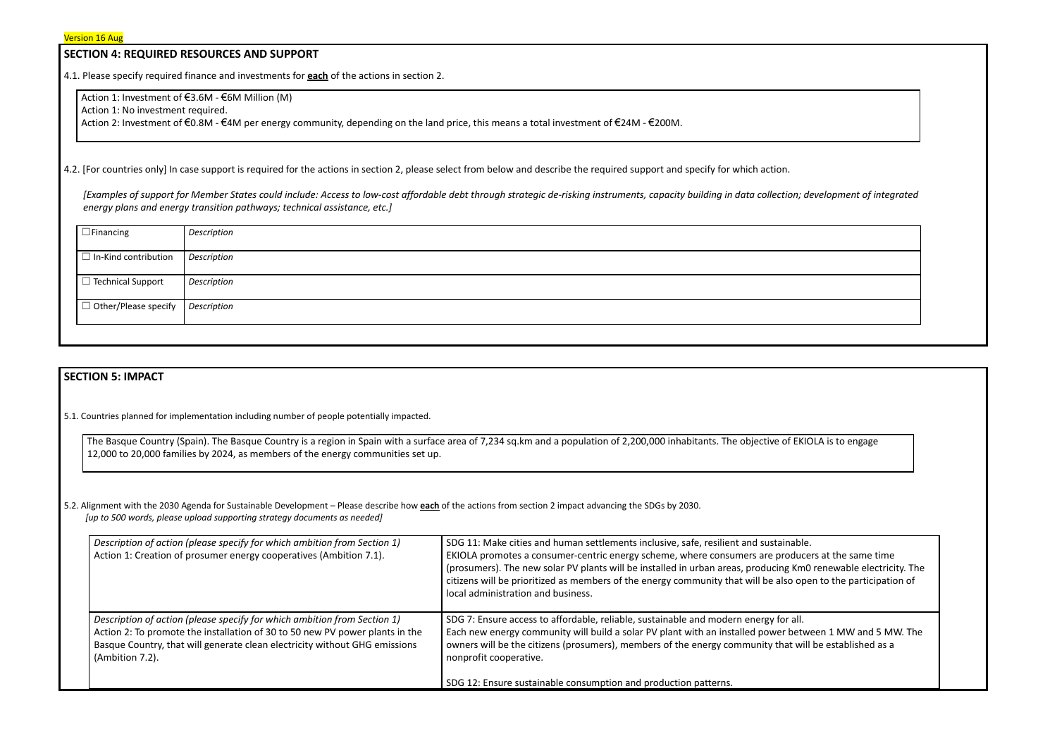Version 16 Aug

## SECTION 4: REQUIRED RESOURCES AND SUPPORT

4.1. Please specify required finance and investments for **each** of the actions in section 2.

Action 1: Investment of €3.6M - €6M Million (M)
Action 1: No investment required.
Action 2: Investment of €0.8M - €4M per energy community, depending on the land price, this means a total investment of €24M - €200M.

4.2. [For countries only] In case support is required for the actions in section 2, please select from below and describe the required support and specify for which action.

*[Examples of support for Member States could include: Access to low-cost affordable debt through strategic de-risking instruments, capacity building in data collection; development of integrated energy plans and energy transition pathways; technical assistance, etc.]*

| | |
|---|---|
| ☐Financing | *Description* |
| ☐ In-Kind contribution | *Description* |
| ☐ Technical Support | *Description* |
| ☐ Other/Please specify | *Description* |

## SECTION 5: IMPACT

5.1. Countries planned for implementation including number of people potentially impacted.

The Basque Country (Spain). The Basque Country is a region in Spain with a surface area of 7,234 sq.km and a population of 2,200,000 inhabitants. The objective of EKIOLA is to engage 12,000 to 20,000 families by 2024, as members of the energy communities set up.

5.2. Alignment with the 2030 Agenda for Sustainable Development – Please describe how **each** of the actions from section 2 impact advancing the SDGs by 2030.
*[up to 500 words, please upload supporting strategy documents as needed]*

| | |
|---|---|
| *Description of action (please specify for which ambition from Section 1)*<br>Action 1: Creation of prosumer energy cooperatives (Ambition 7.1). | SDG 11: Make cities and human settlements inclusive, safe, resilient and sustainable.<br>EKIOLA promotes a consumer-centric energy scheme, where consumers are producers at the same time (prosumers). The new solar PV plants will be installed in urban areas, producing Km0 renewable electricity. The citizens will be prioritized as members of the energy community that will be also open to the participation of local administration and business. |
| *Description of action (please specify for which ambition from Section 1)*<br>Action 2: To promote the installation of 30 to 50 new PV power plants in the Basque Country, that will generate clean electricity without GHG emissions (Ambition 7.2). | SDG 7: Ensure access to affordable, reliable, sustainable and modern energy for all.<br>Each new energy community will build a solar PV plant with an installed power between 1 MW and 5 MW. The owners will be the citizens (prosumers), members of the energy community that will be established as a nonprofit cooperative.<br><br>SDG 12: Ensure sustainable consumption and production patterns. |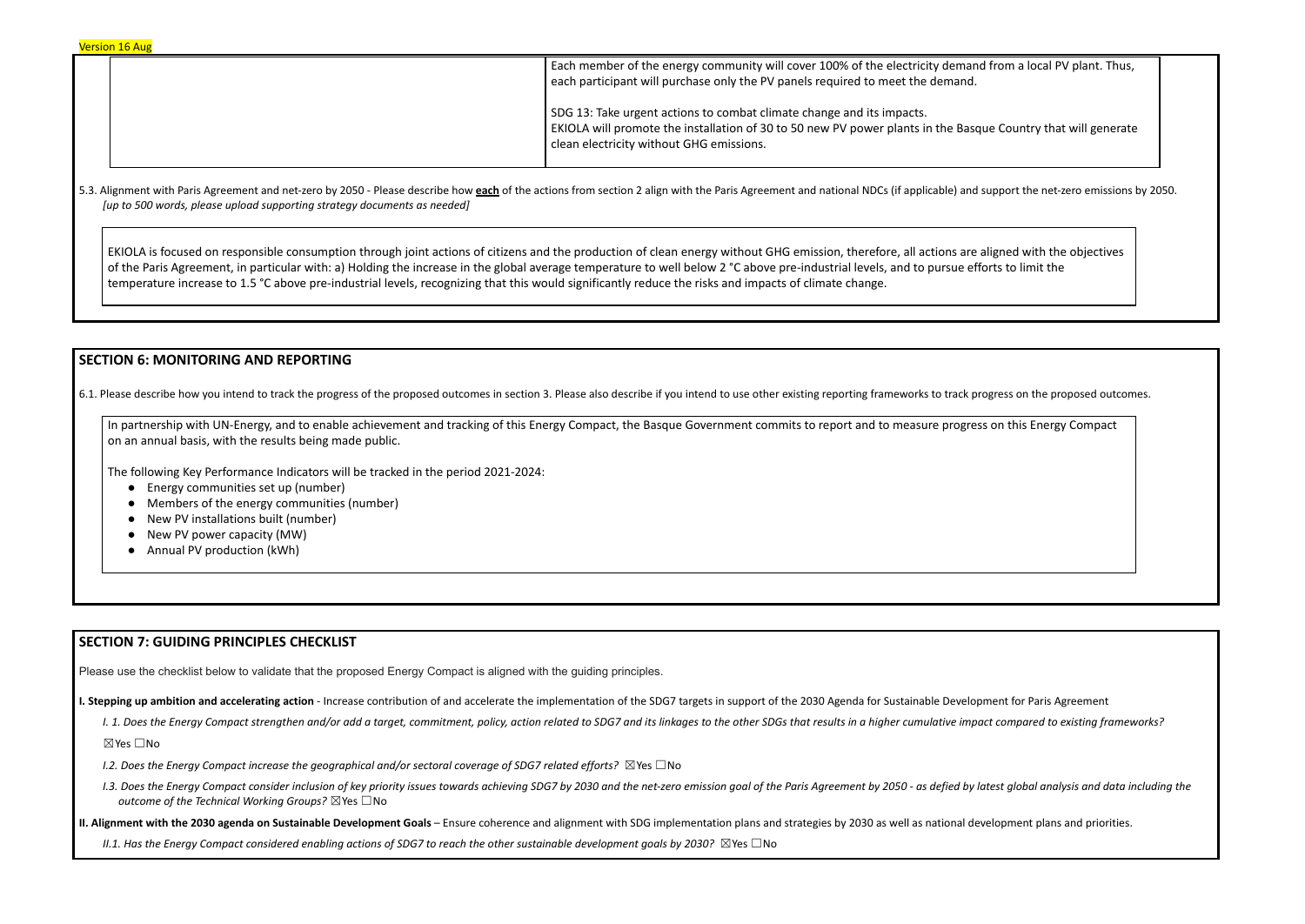| | Each member of the energy community will cover 100% of the electricity demand from a local PV plant. Thus, each participant will purchase only the PV panels required to meet the demand.<br><br>SDG 13: Take urgent actions to combat climate change and its impacts.<br>EKIOLA will promote the installation of 30 to 50 new PV power plants in the Basque Country that will generate clean electricity without GHG emissions. |
|---|---|

5.3. Alignment with Paris Agreement and net-zero by 2050 - Please describe how **each** of the actions from section 2 align with the Paris Agreement and national NDCs (if applicable) and support the net-zero emissions by 2050.
*[up to 500 words, please upload supporting strategy documents as needed]*

EKIOLA is focused on responsible consumption through joint actions of citizens and the production of clean energy without GHG emission, therefore, all actions are aligned with the objectives of the Paris Agreement, in particular with: a) Holding the increase in the global average temperature to well below 2 °C above pre-industrial levels, and to pursue efforts to limit the temperature increase to 1.5 °C above pre-industrial levels, recognizing that this would significantly reduce the risks and impacts of climate change.

## SECTION 6: MONITORING AND REPORTING

6.1. Please describe how you intend to track the progress of the proposed outcomes in section 3. Please also describe if you intend to use other existing reporting frameworks to track progress on the proposed outcomes.

In partnership with UN-Energy, and to enable achievement and tracking of this Energy Compact, the Basque Government commits to report and to measure progress on this Energy Compact on an annual basis, with the results being made public.

The following Key Performance Indicators will be tracked in the period 2021-2024:

- Energy communities set up (number)
- Members of the energy communities (number)
- New PV installations built (number)
- New PV power capacity (MW)
- Annual PV production (kWh)

## SECTION 7: GUIDING PRINCIPLES CHECKLIST

Please use the checklist below to validate that the proposed Energy Compact is aligned with the guiding principles.

**I. Stepping up ambition and accelerating action** - Increase contribution of and accelerate the implementation of the SDG7 targets in support of the 2030 Agenda for Sustainable Development for Paris Agreement

*I. 1. Does the Energy Compact strengthen and/or add a target, commitment, policy, action related to SDG7 and its linkages to the other SDGs that results in a higher cumulative impact compared to existing frameworks?*

☒Yes ☐No

*I.2. Does the Energy Compact increase the geographical and/or sectoral coverage of SDG7 related efforts?* ☒Yes ☐No

*I.3. Does the Energy Compact consider inclusion of key priority issues towards achieving SDG7 by 2030 and the net-zero emission goal of the Paris Agreement by 2050 - as defied by latest global analysis and data including the outcome of the Technical Working Groups?* ☒Yes ☐No

**II. Alignment with the 2030 agenda on Sustainable Development Goals** – Ensure coherence and alignment with SDG implementation plans and strategies by 2030 as well as national development plans and priorities.

*II.1. Has the Energy Compact considered enabling actions of SDG7 to reach the other sustainable development goals by 2030?* ☒Yes ☐No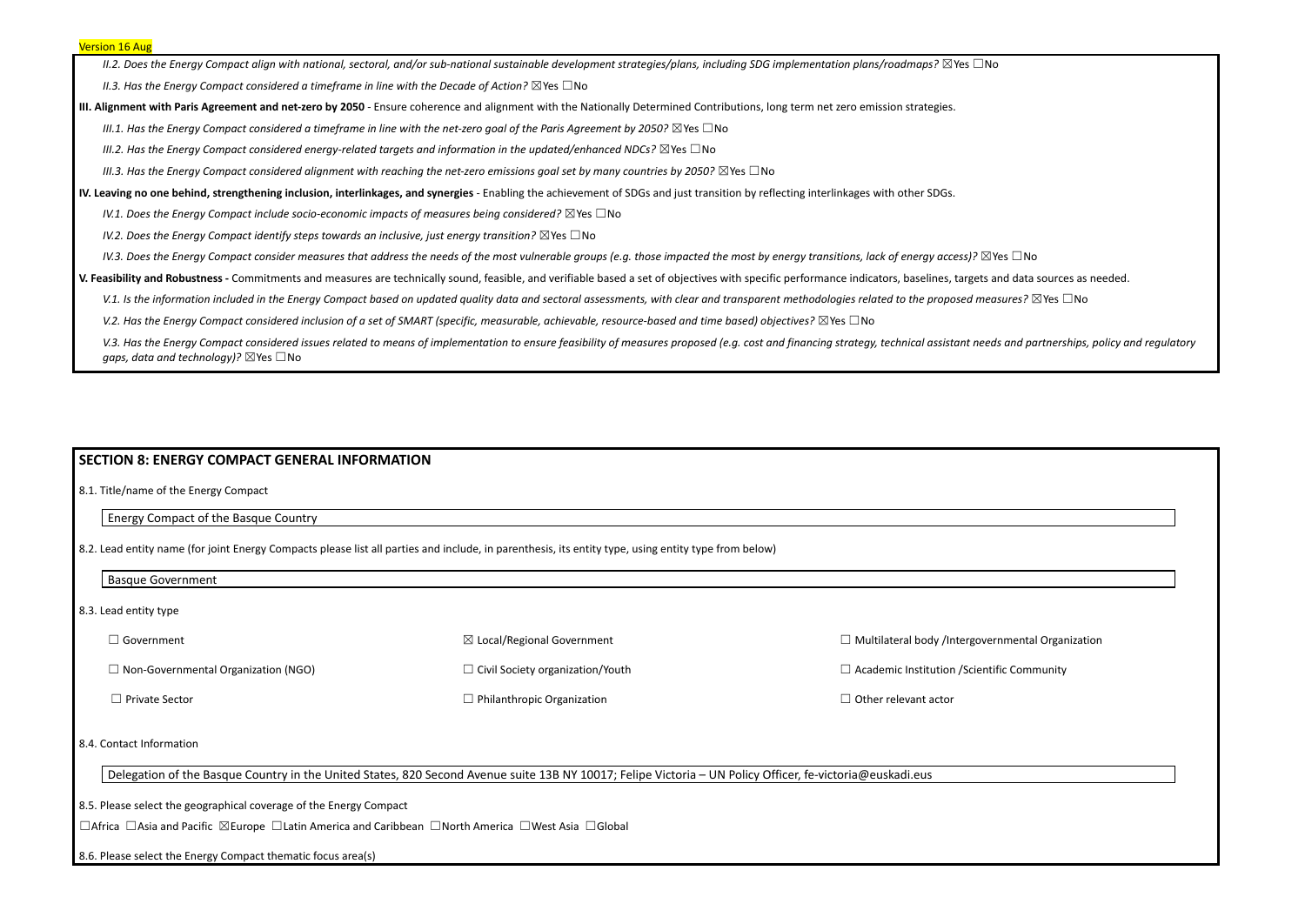Version 16 Aug

*II.2. Does the Energy Compact align with national, sectoral, and/or sub-national sustainable development strategies/plans, including SDG implementation plans/roadmaps?* ☒Yes ☐No

*II.3. Has the Energy Compact considered a timeframe in line with the Decade of Action?* ☒Yes ☐No

**III. Alignment with Paris Agreement and net-zero by 2050** - Ensure coherence and alignment with the Nationally Determined Contributions, long term net zero emission strategies.

*III.1. Has the Energy Compact considered a timeframe in line with the net-zero goal of the Paris Agreement by 2050?* ☒Yes ☐No

*III.2. Has the Energy Compact considered energy-related targets and information in the updated/enhanced NDCs?* ☒Yes ☐No

*III.3. Has the Energy Compact considered alignment with reaching the net-zero emissions goal set by many countries by 2050?* ☒Yes ☐No

**IV. Leaving no one behind, strengthening inclusion, interlinkages, and synergies** - Enabling the achievement of SDGs and just transition by reflecting interlinkages with other SDGs.

*IV.1. Does the Energy Compact include socio-economic impacts of measures being considered?* ☒Yes ☐No

*IV.2. Does the Energy Compact identify steps towards an inclusive, just energy transition?* ☒Yes ☐No

*IV.3. Does the Energy Compact consider measures that address the needs of the most vulnerable groups (e.g. those impacted the most by energy transitions, lack of energy access)?* ☒Yes ☐No

**V. Feasibility and Robustness -** Commitments and measures are technically sound, feasible, and verifiable based a set of objectives with specific performance indicators, baselines, targets and data sources as needed.

*V.1. Is the information included in the Energy Compact based on updated quality data and sectoral assessments, with clear and transparent methodologies related to the proposed measures?* ☒Yes ☐No

*V.2. Has the Energy Compact considered inclusion of a set of SMART (specific, measurable, achievable, resource-based and time based) objectives?* ☒Yes ☐No

*V.3. Has the Energy Compact considered issues related to means of implementation to ensure feasibility of measures proposed (e.g. cost and financing strategy, technical assistant needs and partnerships, policy and regulatory gaps, data and technology)?* ☒Yes ☐No

## SECTION 8: ENERGY COMPACT GENERAL INFORMATION

8.1. Title/name of the Energy Compact

Energy Compact of the Basque Country

8.2. Lead entity name (for joint Energy Compacts please list all parties and include, in parenthesis, its entity type, using entity type from below)

Basque Government

8.3. Lead entity type

| | | |
|---|---|---|
| ☐ Government | ☒ Local/Regional Government | ☐ Multilateral body /Intergovernmental Organization |
| ☐ Non-Governmental Organization (NGO) | ☐ Civil Society organization/Youth | ☐ Academic Institution /Scientific Community |
| ☐ Private Sector | ☐ Philanthropic Organization | ☐ Other relevant actor |

8.4. Contact Information

Delegation of the Basque Country in the United States, 820 Second Avenue suite 13B NY 10017; Felipe Victoria – UN Policy Officer, fe-victoria@euskadi.eus

8.5. Please select the geographical coverage of the Energy Compact

☐Africa ☐Asia and Pacific ☒Europe ☐Latin America and Caribbean ☐North America ☐West Asia ☐Global

8.6. Please select the Energy Compact thematic focus area(s)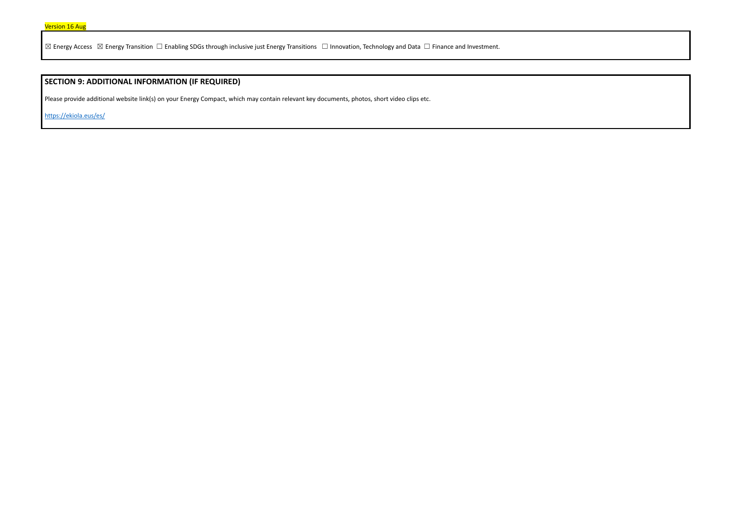Version 16 Aug

☒ Energy Access ☒ Energy Transition ☐ Enabling SDGs through inclusive just Energy Transitions ☐ Innovation, Technology and Data ☐ Finance and Investment.

## SECTION 9: ADDITIONAL INFORMATION (IF REQUIRED)

Please provide additional website link(s) on your Energy Compact, which may contain relevant key documents, photos, short video clips etc.

https://ekiola.eus/es/